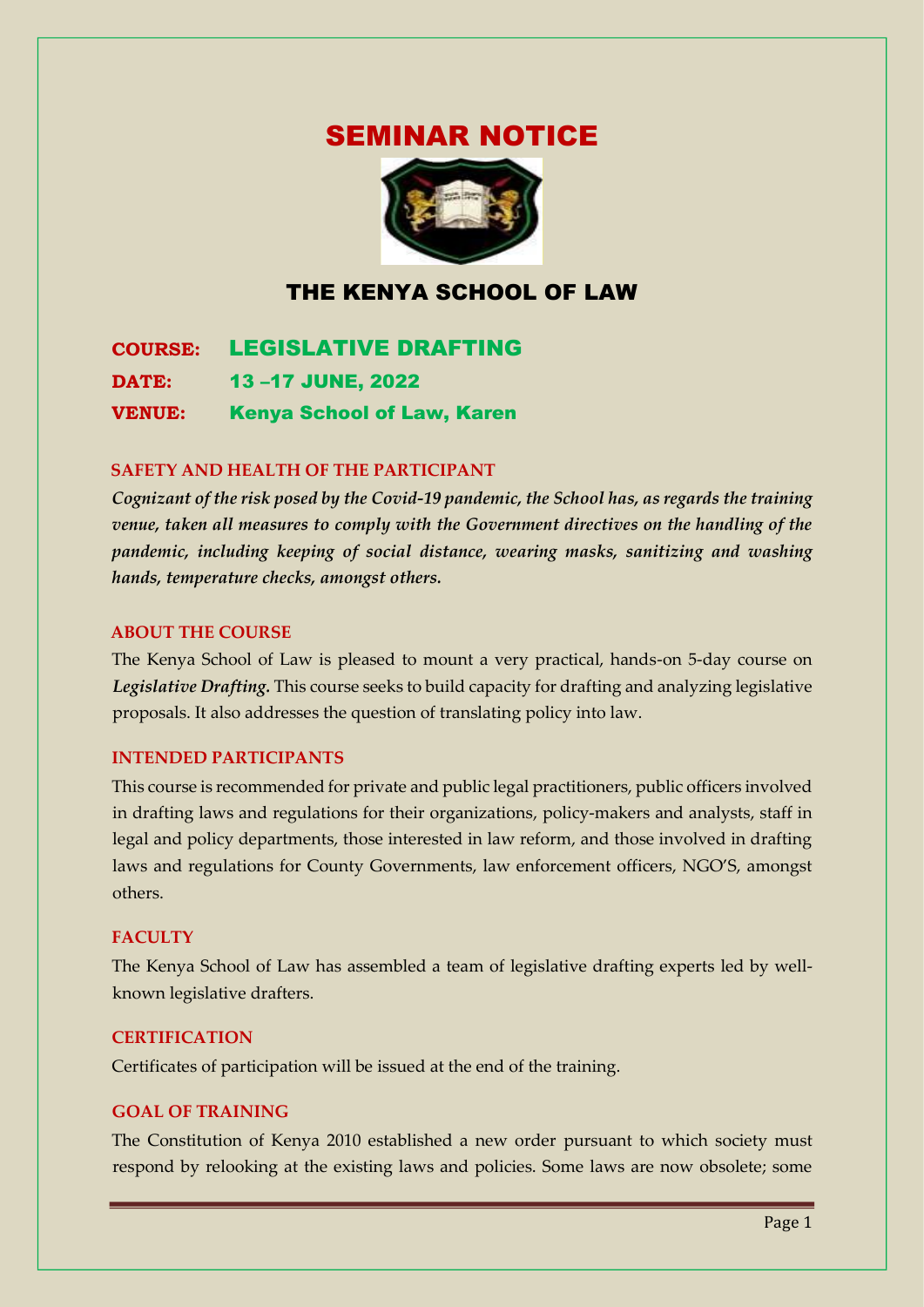# SEMINAR NOTICE

## THE KENYA SCHOOL OF LAW

**COURSE:** LEGISLATIVE DRAFTING

**DATE:** 13 –17 JUNE, 2022

**VENUE:** Kenya School of Law, Karen

### SAFETY AND HEALTH OF THE PARTICIPANT

***Cognizant of the risk posed by the Covid-19 pandemic, the School has, as regards the training venue, taken all measures to comply with the Government directives on the handling of the pandemic, including keeping of social distance, wearing masks, sanitizing and washing hands, temperature checks, amongst others.***

### ABOUT THE COURSE

The Kenya School of Law is pleased to mount a very practical, hands-on 5-day course on ***Legislative Drafting.*** This course seeks to build capacity for drafting and analyzing legislative proposals. It also addresses the question of translating policy into law.

### INTENDED PARTICIPANTS

This course is recommended for private and public legal practitioners, public officers involved in drafting laws and regulations for their organizations, policy-makers and analysts, staff in legal and policy departments, those interested in law reform, and those involved in drafting laws and regulations for County Governments, law enforcement officers, NGO'S, amongst others.

### FACULTY

The Kenya School of Law has assembled a team of legislative drafting experts led by well-known legislative drafters.

### CERTIFICATION

Certificates of participation will be issued at the end of the training.

### GOAL OF TRAINING

The Constitution of Kenya 2010 established a new order pursuant to which society must respond by relooking at the existing laws and policies. Some laws are now obsolete; some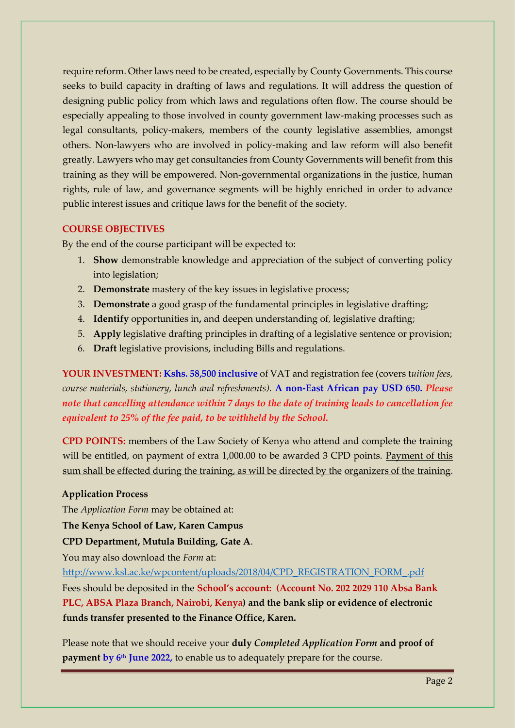require reform. Other laws need to be created, especially by County Governments. This course seeks to build capacity in drafting of laws and regulations. It will address the question of designing public policy from which laws and regulations often flow. The course should be especially appealing to those involved in county government law-making processes such as legal consultants, policy-makers, members of the county legislative assemblies, amongst others. Non-lawyers who are involved in policy-making and law reform will also benefit greatly. Lawyers who may get consultancies from County Governments will benefit from this training as they will be empowered. Non-governmental organizations in the justice, human rights, rule of law, and governance segments will be highly enriched in order to advance public interest issues and critique laws for the benefit of the society.

### COURSE OBJECTIVES

By the end of the course participant will be expected to:

1. **Show** demonstrable knowledge and appreciation of the subject of converting policy into legislation;
2. **Demonstrate** mastery of the key issues in legislative process;
3. **Demonstrate** a good grasp of the fundamental principles in legislative drafting;
4. **Identify** opportunities in**,** and deepen understanding of, legislative drafting;
5. **Apply** legislative drafting principles in drafting of a legislative sentence or provision;
6. **Draft** legislative provisions, including Bills and regulations.

**YOUR INVESTMENT: Kshs. 58,500 inclusive** of VAT and registration fee (covers t*uition fees, course materials, stationery, lunch and refreshments).* **A non-East African pay USD 650.** ***Please note that cancelling attendance within 7 days to the date of training leads to cancellation fee equivalent to 25% of the fee paid, to be withheld by the School.***

**CPD POINTS:** members of the Law Society of Kenya who attend and complete the training will be entitled, on payment of extra 1,000.00 to be awarded 3 CPD points. Payment of this sum shall be effected during the training, as will be directed by the organizers of the training.

**Application Process**

The *Application Form* may be obtained at:

**The Kenya School of Law, Karen Campus**

**CPD Department, Mutula Building, Gate A**.

You may also download the *Form* at:

http://www.ksl.ac.ke/wpcontent/uploads/2018/04/CPD_REGISTRATION_FORM_.pdf

Fees should be deposited in the **School's account: (Account No. 202 2029 110 Absa Bank PLC, ABSA Plaza Branch, Nairobi, Kenya) and the bank slip or evidence of electronic funds transfer presented to the Finance Office, Karen.**

Please note that we should receive your **duly** ***Completed Application Form*** **and proof of payment by 6th June 2022,** to enable us to adequately prepare for the course.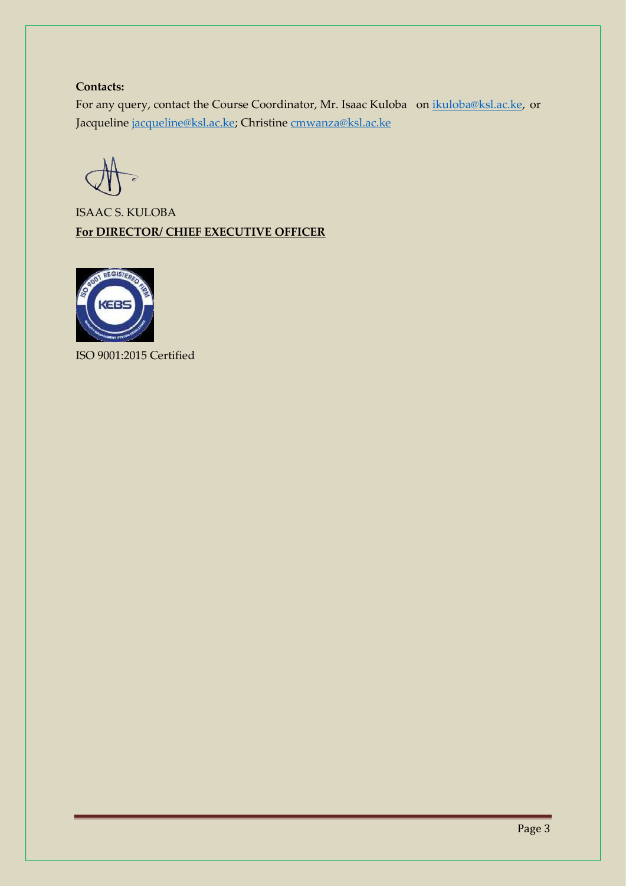**Contacts:**

For any query, contact the Course Coordinator, Mr. Isaac Kuloba on ikuloba@ksl.ac.ke, or Jacqueline jacqueline@ksl.ac.ke; Christine cmwanza@ksl.ac.ke

ISAAC S. KULOBA

**For DIRECTOR/ CHIEF EXECUTIVE OFFICER**

ISO 9001:2015 Certified